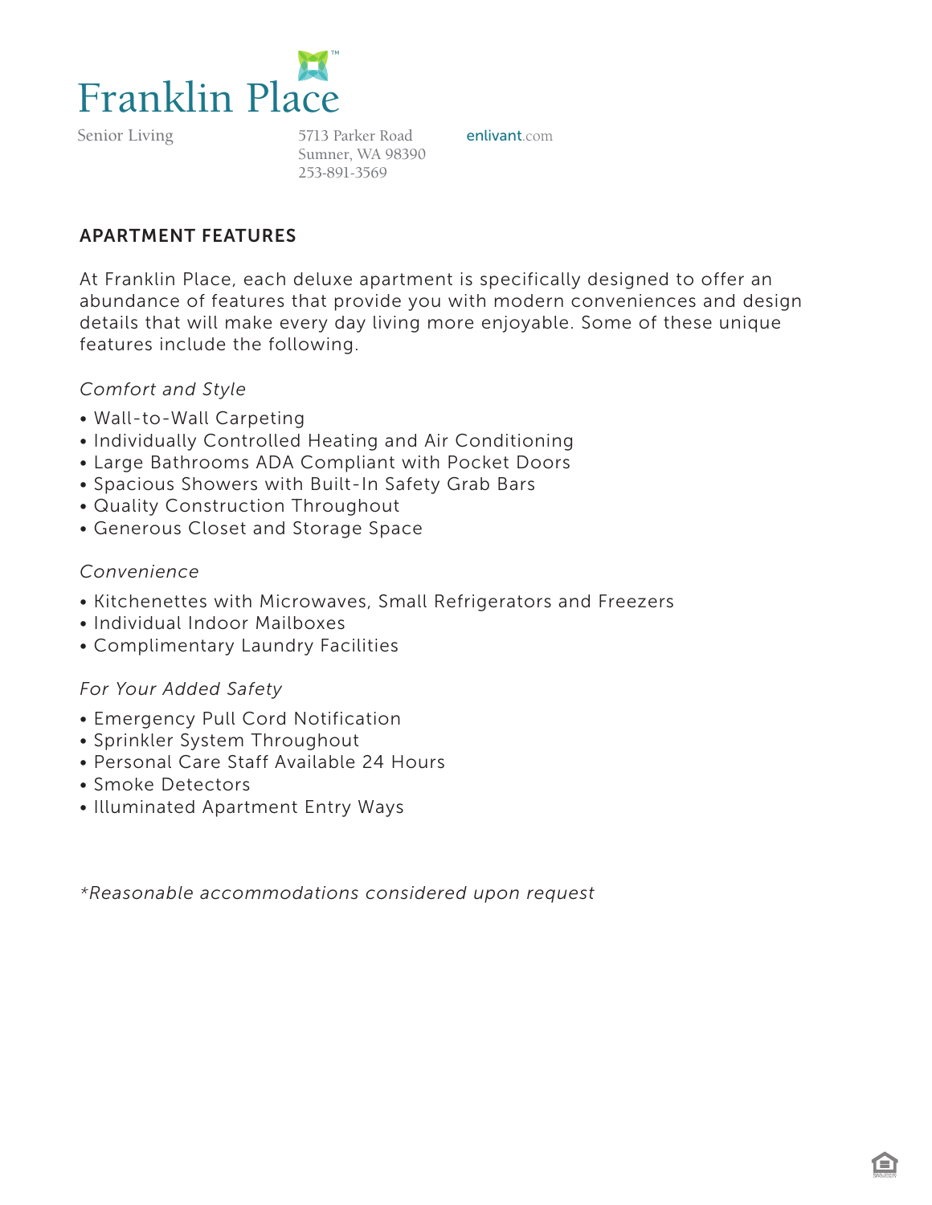# Franklin Place

Senior Living

5713 Parker Road
Sumner, WA 98390
253-891-3569

enlivant.com

## APARTMENT FEATURES

At Franklin Place, each deluxe apartment is specifically designed to offer an abundance of features that provide you with modern conveniences and design details that will make every day living more enjoyable. Some of these unique features include the following.

*Comfort and Style*

- Wall-to-Wall Carpeting
- Individually Controlled Heating and Air Conditioning
- Large Bathrooms ADA Compliant with Pocket Doors
- Spacious Showers with Built-In Safety Grab Bars
- Quality Construction Throughout
- Generous Closet and Storage Space

*Convenience*

- Kitchenettes with Microwaves, Small Refrigerators and Freezers
- Individual Indoor Mailboxes
- Complimentary Laundry Facilities

*For Your Added Safety*

- Emergency Pull Cord Notification
- Sprinkler System Throughout
- Personal Care Staff Available 24 Hours
- Smoke Detectors
- Illuminated Apartment Entry Ways

*\*Reasonable accommodations considered upon request*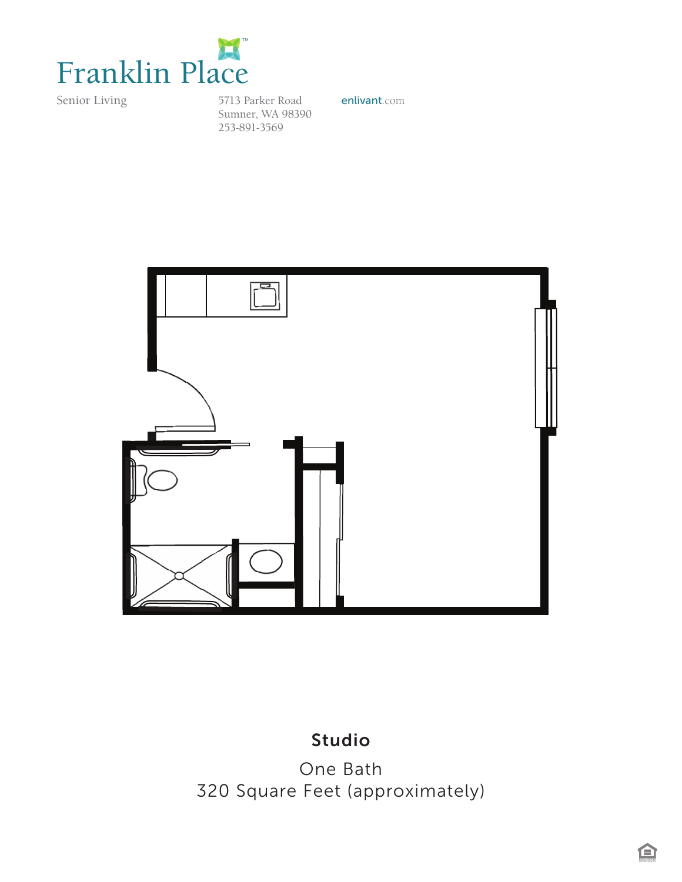# Franklin Place

Senior Living

5713 Parker Road
Sumner, WA 98390
253-891-3569

enlivant.com

**Studio**

One Bath
320 Square Feet (approximately)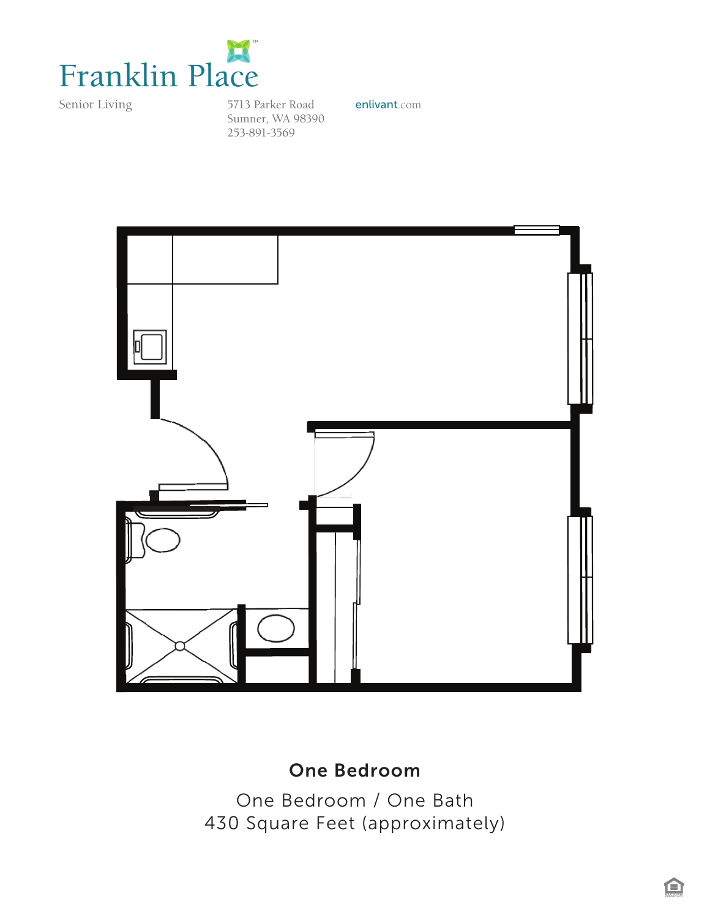# Franklin Place

Senior Living

5713 Parker Road
Sumner, WA 98390
253-891-3569

enlivant.com

## One Bedroom

One Bedroom / One Bath
430 Square Feet (approximately)